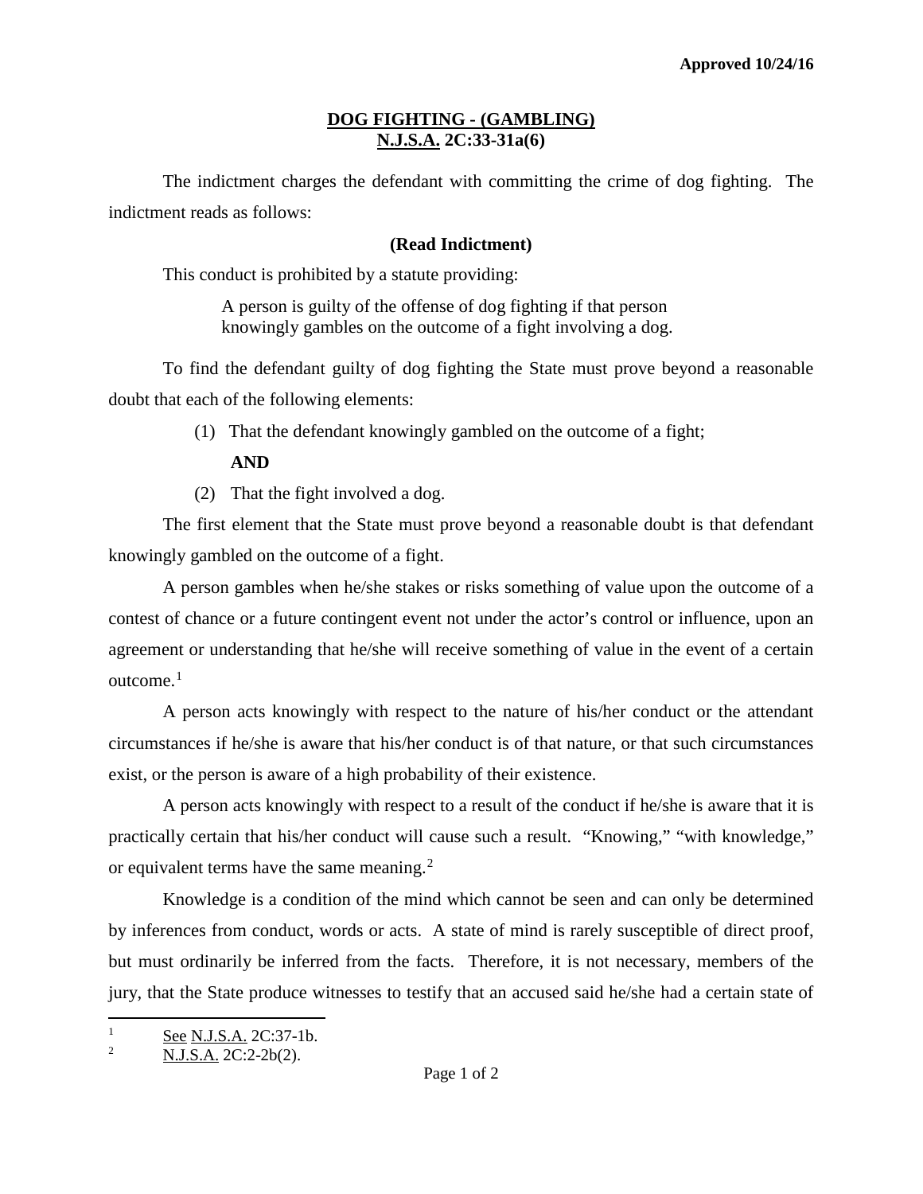**Approved 10/24/16**

# DOG FIGHTING - (GAMBLING)
## N.J.S.A. 2C:33-31a(6)

The indictment charges the defendant with committing the crime of dog fighting. The indictment reads as follows:

**(Read Indictment)**

This conduct is prohibited by a statute providing:

> A person is guilty of the offense of dog fighting if that person knowingly gambles on the outcome of a fight involving a dog.

To find the defendant guilty of dog fighting the State must prove beyond a reasonable doubt that each of the following elements:

(1) That the defendant knowingly gambled on the outcome of a fight;

**AND**

(2) That the fight involved a dog.

The first element that the State must prove beyond a reasonable doubt is that defendant knowingly gambled on the outcome of a fight.

A person gambles when he/she stakes or risks something of value upon the outcome of a contest of chance or a future contingent event not under the actor's control or influence, upon an agreement or understanding that he/she will receive something of value in the event of a certain outcome.[1]

A person acts knowingly with respect to the nature of his/her conduct or the attendant circumstances if he/she is aware that his/her conduct is of that nature, or that such circumstances exist, or the person is aware of a high probability of their existence.

A person acts knowingly with respect to a result of the conduct if he/she is aware that it is practically certain that his/her conduct will cause such a result. "Knowing," "with knowledge," or equivalent terms have the same meaning.[2]

Knowledge is a condition of the mind which cannot be seen and can only be determined by inferences from conduct, words or acts. A state of mind is rarely susceptible of direct proof, but must ordinarily be inferred from the facts. Therefore, it is not necessary, members of the jury, that the State produce witnesses to testify that an accused said he/she had a certain state of

---

[1] See N.J.S.A. 2C:37-1b.

[2] N.J.S.A. 2C:2-2b(2).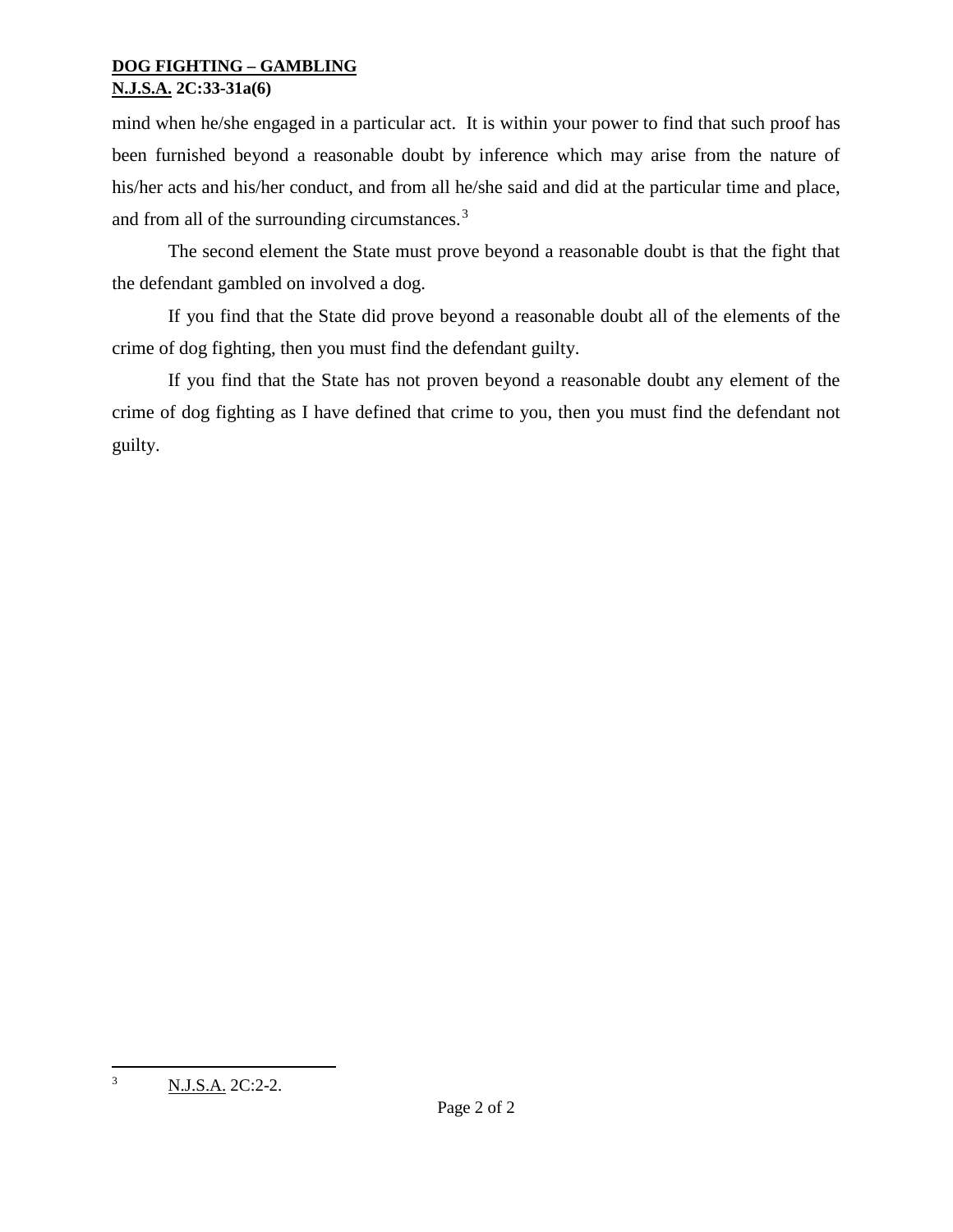mind when he/she engaged in a particular act. It is within your power to find that such proof has been furnished beyond a reasonable doubt by inference which may arise from the nature of his/her acts and his/her conduct, and from all he/she said and did at the particular time and place, and from all of the surrounding circumstances.[3]

The second element the State must prove beyond a reasonable doubt is that the fight that the defendant gambled on involved a dog.

If you find that the State did prove beyond a reasonable doubt all of the elements of the crime of dog fighting, then you must find the defendant guilty.

If you find that the State has not proven beyond a reasonable doubt any element of the crime of dog fighting as I have defined that crime to you, then you must find the defendant not guilty.

---

[3] N.J.S.A. 2C:2-2.